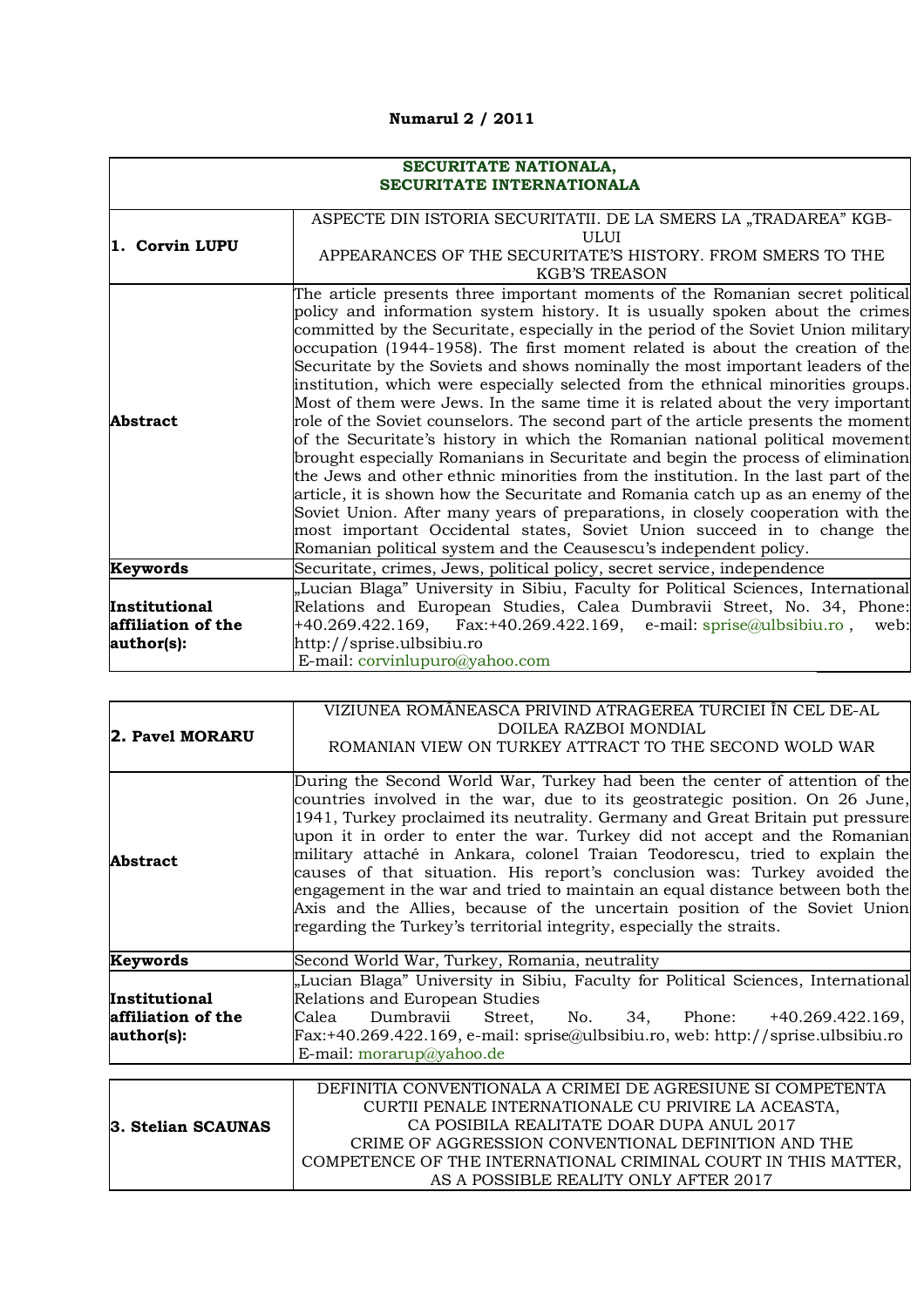**Numarul 2 / 2011**

| SECURITATE NATIONALA, SECURITATE INTERNATIONALA | |
|---|---|
| **1. Corvin LUPU** | ASPECTE DIN ISTORIA SECURITATII. DE LA SMERS LA „TRADAREA" KGB-ULUI<br>APPEARANCES OF THE SECURITATE'S HISTORY. FROM SMERS TO THE KGB'S TREASON |
| **Abstract** | The article presents three important moments of the Romanian secret political policy and information system history. It is usually spoken about the crimes committed by the Securitate, especially in the period of the Soviet Union military occupation (1944-1958). The first moment related is about the creation of the Securitate by the Soviets and shows nominally the most important leaders of the institution, which were especially selected from the ethnical minorities groups. Most of them were Jews. In the same time it is related about the very important role of the Soviet counselors. The second part of the article presents the moment of the Securitate's history in which the Romanian national political movement brought especially Romanians in Securitate and begin the process of elimination the Jews and other ethnic minorities from the institution. In the last part of the article, it is shown how the Securitate and Romania catch up as an enemy of the Soviet Union. After many years of preparations, in closely cooperation with the most important Occidental states, Soviet Union succeed in to change the Romanian political system and the Ceausescu's independent policy. |
| **Keywords** | Securitate, crimes, Jews, political policy, secret service, independence |
| **Institutional affiliation of the author(s):** | „Lucian Blaga" University in Sibiu, Faculty for Political Sciences, International Relations and European Studies, Calea Dumbravii Street, No. 34, Phone: +40.269.422.169, Fax:+40.269.422.169, e-mail: sprise@ulbsibiu.ro , web: http://sprise.ulbsibiu.ro<br>E-mail: corvinlupuro@yahoo.com |

| **2. Pavel MORARU** | VIZIUNEA ROMÂNEASCA PRIVIND ATRAGEREA TURCIEI ÎN CEL DE-AL DOILEA RAZBOI MONDIAL<br>ROMANIAN VIEW ON TURKEY ATTRACT TO THE SECOND WOLD WAR |
|---|---|
| **Abstract** | During the Second World War, Turkey had been the center of attention of the countries involved in the war, due to its geostrategic position. On 26 June, 1941, Turkey proclaimed its neutrality. Germany and Great Britain put pressure upon it in order to enter the war. Turkey did not accept and the Romanian military attaché in Ankara, colonel Traian Teodorescu, tried to explain the causes of that situation. His report's conclusion was: Turkey avoided the engagement in the war and tried to maintain an equal distance between both the Axis and the Allies, because of the uncertain position of the Soviet Union regarding the Turkey's territorial integrity, especially the straits. |
| **Keywords** | Second World War, Turkey, Romania, neutrality |
| **Institutional affiliation of the author(s):** | „Lucian Blaga" University in Sibiu, Faculty for Political Sciences, International Relations and European Studies<br>Calea Dumbravii Street, No. 34, Phone: +40.269.422.169, Fax:+40.269.422.169, e-mail: sprise@ulbsibiu.ro, web: http://sprise.ulbsibiu.ro<br>E-mail: morarup@yahoo.de |

| **3. Stelian SCAUNAS** | DEFINITIA CONVENTIONALA A CRIMEI DE AGRESIUNE SI COMPETENTA CURTII PENALE INTERNATIONALE CU PRIVIRE LA ACEASTA, CA POSIBILA REALITATE DOAR DUPA ANUL 2017<br>CRIME OF AGGRESSION CONVENTIONAL DEFINITION AND THE COMPETENCE OF THE INTERNATIONAL CRIMINAL COURT IN THIS MATTER, AS A POSSIBLE REALITY ONLY AFTER 2017 |
|---|---|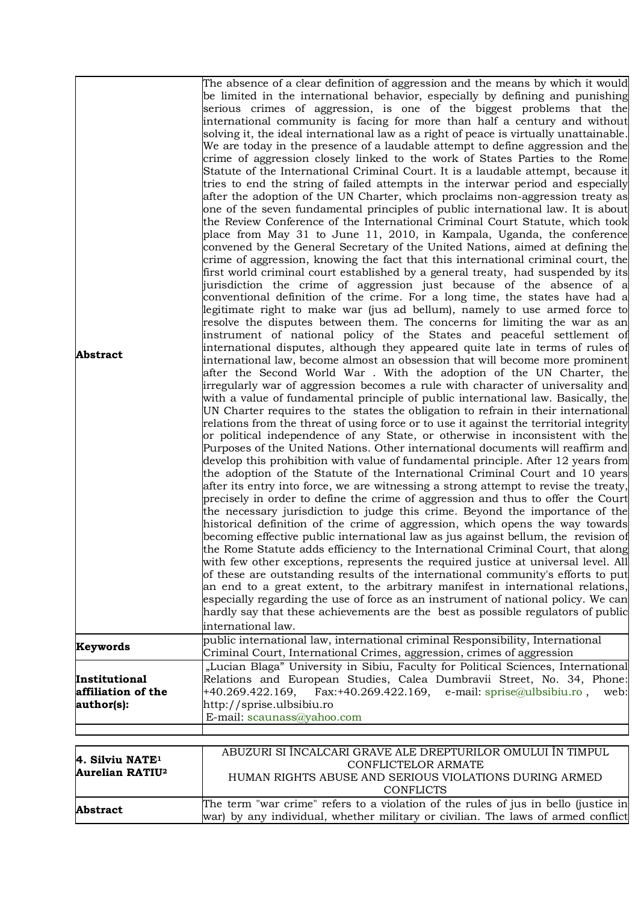| | |
|---|---|
| **Abstract** | The absence of a clear definition of aggression and the means by which it would be limited in the international behavior, especially by defining and punishing serious crimes of aggression, is one of the biggest problems that the international community is facing for more than half a century and without solving it, the ideal international law as a right of peace is virtually unattainable. We are today in the presence of a laudable attempt to define aggression and the crime of aggression closely linked to the work of States Parties to the Rome Statute of the International Criminal Court. It is a laudable attempt, because it tries to end the string of failed attempts in the interwar period and especially after the adoption of the UN Charter, which proclaims non-aggression treaty as one of the seven fundamental principles of public international law. It is about the Review Conference of the International Criminal Court Statute, which took place from May 31 to June 11, 2010, in Kampala, Uganda, the conference convened by the General Secretary of the United Nations, aimed at defining the crime of aggression, knowing the fact that this international criminal court, the first world criminal court established by a general treaty, had suspended by its jurisdiction the crime of aggression just because of the absence of a conventional definition of the crime. For a long time, the states have had a legitimate right to make war (jus ad bellum), namely to use armed force to resolve the disputes between them. The concerns for limiting the war as an instrument of national policy of the States and peaceful settlement of international disputes, although they appeared quite late in terms of rules of international law, become almost an obsession that will become more prominent after the Second World War . With the adoption of the UN Charter, the irregularly war of aggression becomes a rule with character of universality and with a value of fundamental principle of public international law. Basically, the UN Charter requires to the states the obligation to refrain in their international relations from the threat of using force or to use it against the territorial integrity or political independence of any State, or otherwise in inconsistent with the Purposes of the United Nations. Other international documents will reaffirm and develop this prohibition with value of fundamental principle. After 12 years from the adoption of the Statute of the International Criminal Court and 10 years after its entry into force, we are witnessing a strong attempt to revise the treaty, precisely in order to define the crime of aggression and thus to offer the Court the necessary jurisdiction to judge this crime. Beyond the importance of the historical definition of the crime of aggression, which opens the way towards becoming effective public international law as jus against bellum, the revision of the Rome Statute adds efficiency to the International Criminal Court, that along with few other exceptions, represents the required justice at universal level. All of these are outstanding results of the international community's efforts to put an end to a great extent, to the arbitrary manifest in international relations, especially regarding the use of force as an instrument of national policy. We can hardly say that these achievements are the best as possible regulators of public international law. |
| **Keywords** | public international law, international criminal Responsibility, International Criminal Court, International Crimes, aggression, crimes of aggression |
| **Institutional affiliation of the author(s):** | „Lucian Blaga" University in Sibiu, Faculty for Political Sciences, International Relations and European Studies, Calea Dumbravii Street, No. 34, Phone: +40.269.422.169, Fax:+40.269.422.169, e-mail: sprise@ulbsibiu.ro , web: http://sprise.ulbsibiu.ro<br>E-mail: scaunass@yahoo.com |
| | |

| | |
|---|---|
| **4. Silviu NATE[1]**<br>**Aurelian RATIU[2]** | ABUZURI SI ÎNCALCARI GRAVE ALE DREPTURILOR OMULUI ÎN TIMPUL CONFLICTELOR ARMATE<br>HUMAN RIGHTS ABUSE AND SERIOUS VIOLATIONS DURING ARMED CONFLICTS |
| **Abstract** | The term "war crime" refers to a violation of the rules of jus in bello (justice in war) by any individual, whether military or civilian. The laws of armed conflict |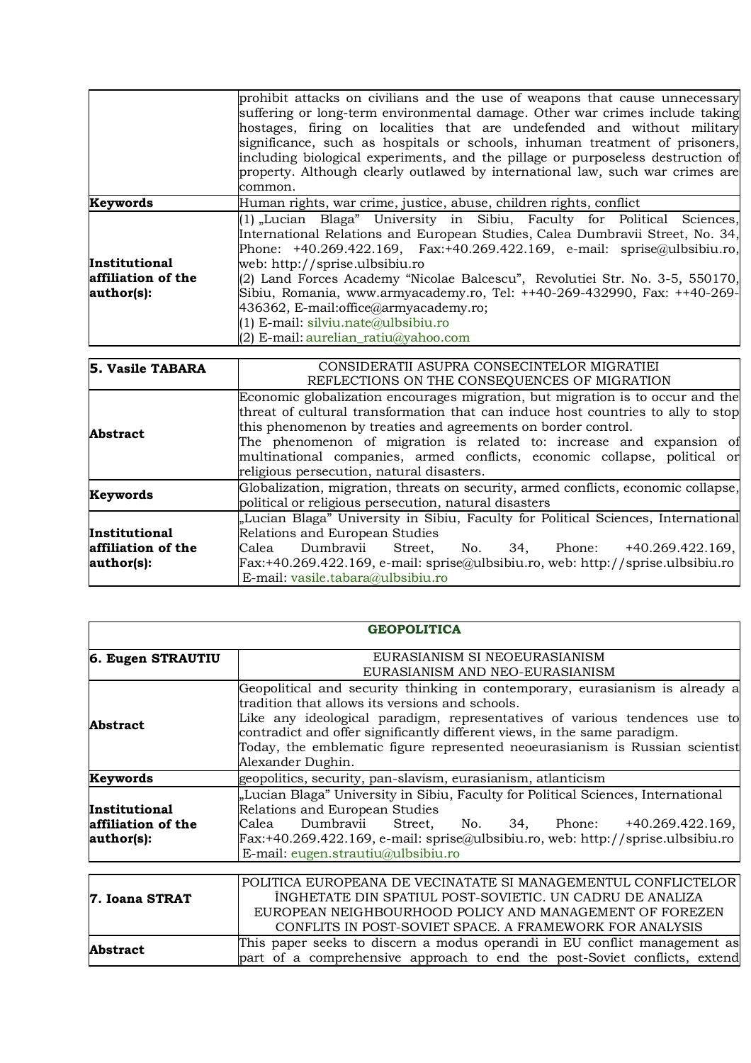|  | prohibit attacks on civilians and the use of weapons that cause unnecessary suffering or long-term environmental damage. Other war crimes include taking hostages, firing on localities that are undefended and without military significance, such as hospitals or schools, inhuman treatment of prisoners, including biological experiments, and the pillage or purposeless destruction of property. Although clearly outlawed by international law, such war crimes are common. |
|---|---|
| **Keywords** | Human rights, war crime, justice, abuse, children rights, conflict |
| **Institutional affiliation of the author(s):** | (1) „Lucian Blaga" University in Sibiu, Faculty for Political Sciences, International Relations and European Studies, Calea Dumbravii Street, No. 34, Phone: +40.269.422.169, Fax:+40.269.422.169, e-mail: sprise@ulbsibiu.ro, web: http://sprise.ulbsibiu.ro<br>(2) Land Forces Academy "Nicolae Balcescu", Revolutiei Str. No. 3-5, 550170, Sibiu, Romania, www.armyacademy.ro, Tel: ++40-269-432990, Fax: ++40-269-436362, E-mail:office@armyacademy.ro;<br>(1) E-mail: silviu.nate@ulbsibiu.ro<br>(2) E-mail: aurelian_ratiu@yahoo.com |

| **5. Vasile TABARA** | CONSIDERATII ASUPRA CONSECINTELOR MIGRATIEI<br>REFLECTIONS ON THE CONSEQUENCES OF MIGRATION |
|---|---|
| **Abstract** | Economic globalization encourages migration, but migration is to occur and the threat of cultural transformation that can induce host countries to ally to stop this phenomenon by treaties and agreements on border control.<br>The phenomenon of migration is related to: increase and expansion of multinational companies, armed conflicts, economic collapse, political or religious persecution, natural disasters. |
| **Keywords** | Globalization, migration, threats on security, armed conflicts, economic collapse, political or religious persecution, natural disasters |
| **Institutional affiliation of the author(s):** | „Lucian Blaga" University in Sibiu, Faculty for Political Sciences, International Relations and European Studies<br>Calea Dumbravii Street, No. 34, Phone: +40.269.422.169, Fax:+40.269.422.169, e-mail: sprise@ulbsibiu.ro, web: http://sprise.ulbsibiu.ro<br>E-mail: vasile.tabara@ulbsibiu.ro |

## GEOPOLITICA

| **6. Eugen STRAUTIU** | EURASIANISM SI NEOEURASIANISM<br>EURASIANISM AND NEO-EURASIANISM |
|---|---|
| **Abstract** | Geopolitical and security thinking in contemporary, eurasianism is already a tradition that allows its versions and schools.<br>Like any ideological paradigm, representatives of various tendences use to contradict and offer significantly different views, in the same paradigm.<br>Today, the emblematic figure represented neoeurasianism is Russian scientist Alexander Dughin. |
| **Keywords** | geopolitics, security, pan-slavism, eurasianism, atlanticism |
| **Institutional affiliation of the author(s):** | „Lucian Blaga" University in Sibiu, Faculty for Political Sciences, International Relations and European Studies<br>Calea Dumbravii Street, No. 34, Phone: +40.269.422.169, Fax:+40.269.422.169, e-mail: sprise@ulbsibiu.ro, web: http://sprise.ulbsibiu.ro<br>E-mail: eugen.strautiu@ulbsibiu.ro |

| **7. Ioana STRAT** | POLITICA EUROPEANA DE VECINATATE SI MANAGEMENTUL CONFLICTELOR ÎNGHETATE DIN SPATIUL POST-SOVIETIC. UN CADRU DE ANALIZA<br>EUROPEAN NEIGHBOURHOOD POLICY AND MANAGEMENT OF FOREZEN CONFLITS IN POST-SOVIET SPACE. A FRAMEWORK FOR ANALYSIS |
|---|---|
| **Abstract** | This paper seeks to discern a modus operandi in EU conflict management as part of a comprehensive approach to end the post-Soviet conflicts, extend |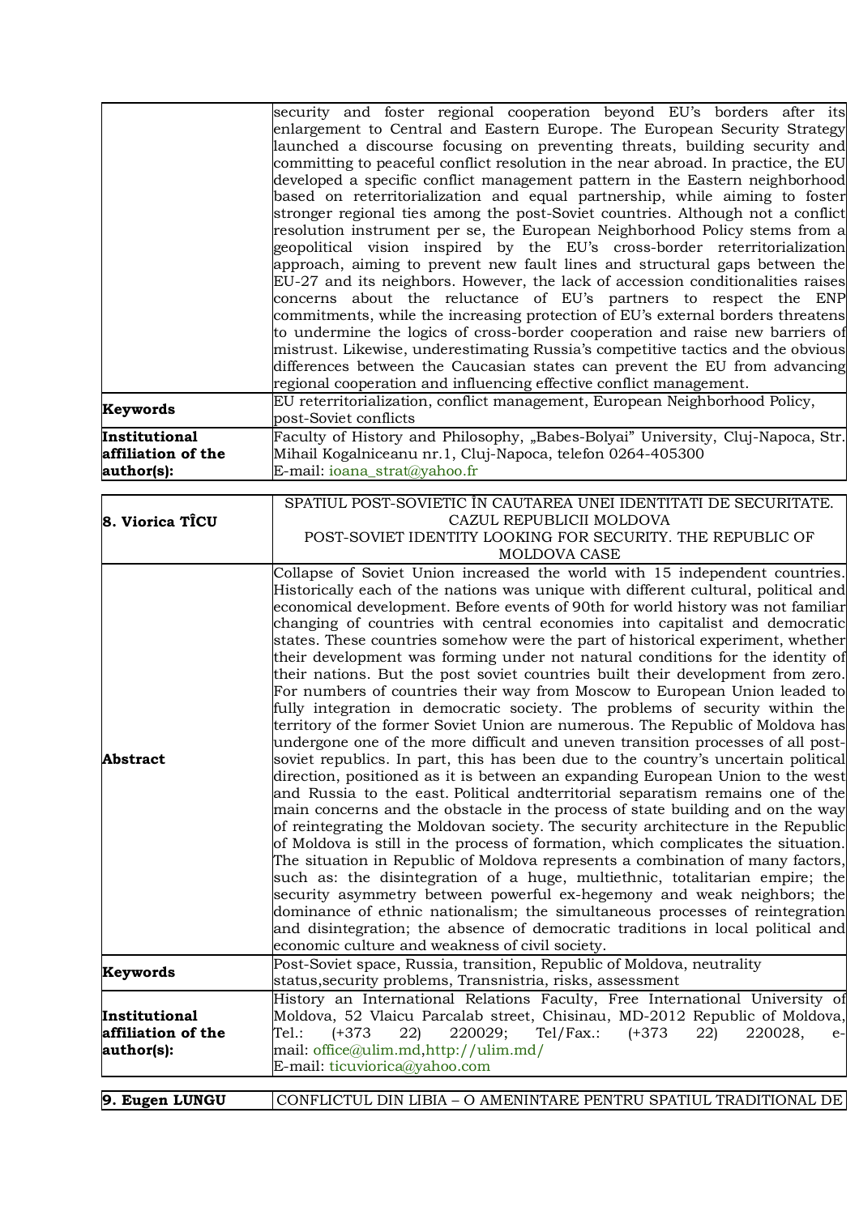| | |
|---|---|
| | security and foster regional cooperation beyond EU's borders after its enlargement to Central and Eastern Europe. The European Security Strategy launched a discourse focusing on preventing threats, building security and committing to peaceful conflict resolution in the near abroad. In practice, the EU developed a specific conflict management pattern in the Eastern neighborhood based on reterritorialization and equal partnership, while aiming to foster stronger regional ties among the post-Soviet countries. Although not a conflict resolution instrument per se, the European Neighborhood Policy stems from a geopolitical vision inspired by the EU's cross-border reterritorialization approach, aiming to prevent new fault lines and structural gaps between the EU-27 and its neighbors. However, the lack of accession conditionalities raises concerns about the reluctance of EU's partners to respect the ENP commitments, while the increasing protection of EU's external borders threatens to undermine the logics of cross-border cooperation and raise new barriers of mistrust. Likewise, underestimating Russia's competitive tactics and the obvious differences between the Caucasian states can prevent the EU from advancing regional cooperation and influencing effective conflict management. |
| **Keywords** | EU reterritorialization, conflict management, European Neighborhood Policy, post-Soviet conflicts |
| **Institutional affiliation of the author(s):** | Faculty of History and Philosophy, „Babes-Bolyai" University, Cluj-Napoca, Str. Mihail Kogalniceanu nr.1, Cluj-Napoca, telefon 0264-405300<br>E-mail: ioana_strat@yahoo.fr |

| | |
|---|---|
| **8. Viorica TÎCU** | SPATIUL POST-SOVIETIC ÎN CAUTAREA UNEI IDENTITATI DE SECURITATE. CAZUL REPUBLICII MOLDOVA<br>POST-SOVIET IDENTITY LOOKING FOR SECURITY. THE REPUBLIC OF MOLDOVA CASE |
| **Abstract** | Collapse of Soviet Union increased the world with 15 independent countries. Historically each of the nations was unique with different cultural, political and economical development. Before events of 90th for world history was not familiar changing of countries with central economies into capitalist and democratic states. These countries somehow were the part of historical experiment, whether their development was forming under not natural conditions for the identity of their nations. But the post soviet countries built their development from zero. For numbers of countries their way from Moscow to European Union leaded to fully integration in democratic society. The problems of security within the territory of the former Soviet Union are numerous. The Republic of Moldova has undergone one of the more difficult and uneven transition processes of all post-soviet republics. In part, this has been due to the country's uncertain political direction, positioned as it is between an expanding European Union to the west and Russia to the east. Political andterritorial separatism remains one of the main concerns and the obstacle in the process of state building and on the way of reintegrating the Moldovan society. The security architecture in the Republic of Moldova is still in the process of formation, which complicates the situation. The situation in Republic of Moldova represents a combination of many factors, such as: the disintegration of a huge, multiethnic, totalitarian empire; the security asymmetry between powerful ex-hegemony and weak neighbors; the dominance of ethnic nationalism; the simultaneous processes of reintegration and disintegration; the absence of democratic traditions in local political and economic culture and weakness of civil society. |
| **Keywords** | Post-Soviet space, Russia, transition, Republic of Moldova, neutrality status,security problems, Transnistria, risks, assessment |
| **Institutional affiliation of the author(s):** | History an International Relations Faculty, Free International University of Moldova, 52 Vlaicu Parcalab street, Chisinau, MD-2012 Republic of Moldova, Tel.: (+373 22) 220029; Tel/Fax.: (+373 22) 220028, e-mail: office@ulim.md,http://ulim.md/<br>E-mail: ticuviorica@yahoo.com |

| | |
|---|---|
| **9. Eugen LUNGU** | CONFLICTUL DIN LIBIA – O AMENINTARE PENTRU SPATIUL TRADITIONAL DE |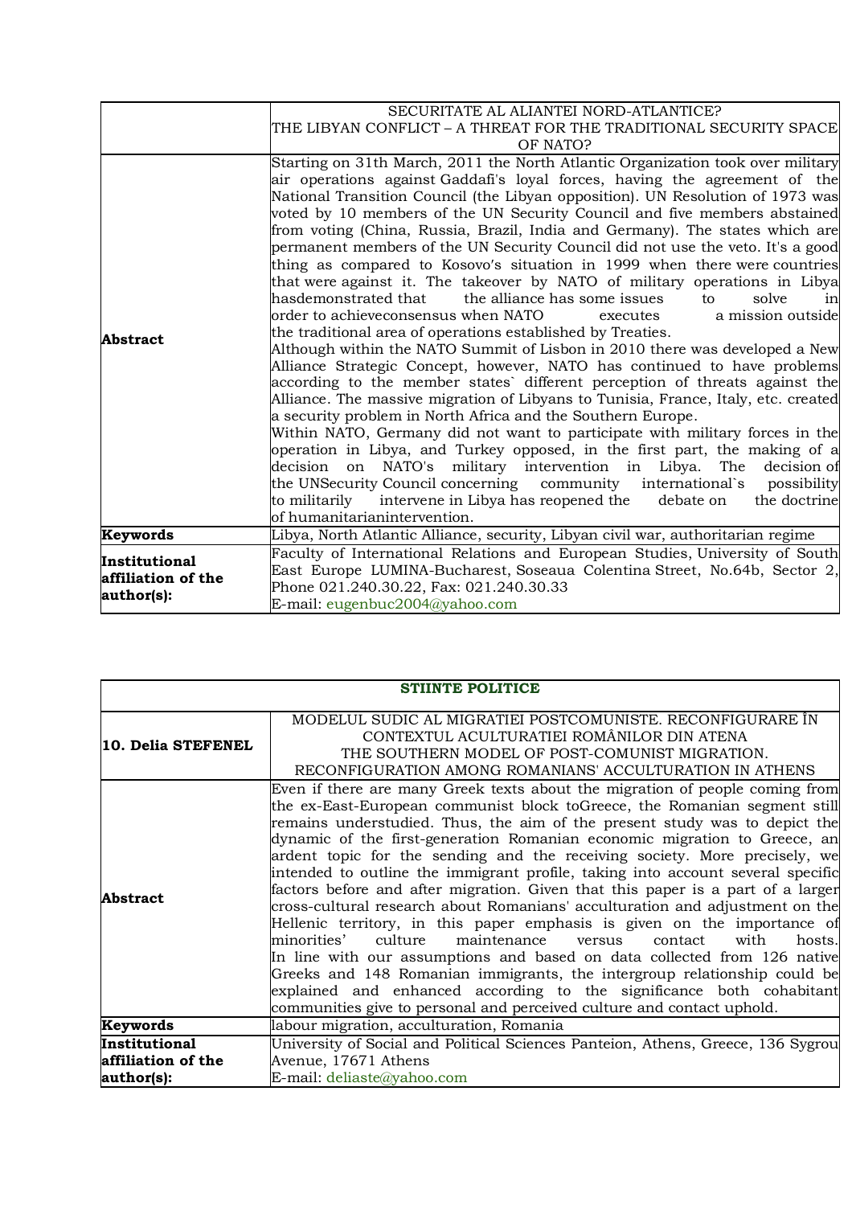| | SECURITATE AL ALIANTEI NORD-ATLANTICE?<br>THE LIBYAN CONFLICT – A THREAT FOR THE TRADITIONAL SECURITY SPACE OF NATO? |
|---|---|
| **Abstract** | Starting on 31th March, 2011 the North Atlantic Organization took over military air operations against Gaddafi's loyal forces, having the agreement of the National Transition Council (the Libyan opposition). UN Resolution of 1973 was voted by 10 members of the UN Security Council and five members abstained from voting (China, Russia, Brazil, India and Germany). The states which are permanent members of the UN Security Council did not use the veto. It's a good thing as compared to Kosovo's situation in 1999 when there were countries that were against it. The takeover by NATO of military operations in Libya hasdemonstrated that the alliance has some issues to solve in order to achieveconsensus when NATO executes a mission outside the traditional area of operations established by Treaties.<br>Although within the NATO Summit of Lisbon in 2010 there was developed a New Alliance Strategic Concept, however, NATO has continued to have problems according to the member states` different perception of threats against the Alliance. The massive migration of Libyans to Tunisia, France, Italy, etc. created a security problem in North Africa and the Southern Europe.<br>Within NATO, Germany did not want to participate with military forces in the operation in Libya, and Turkey opposed, in the first part, the making of a decision on NATO's military intervention in Libya. The decision of the UNSecurity Council concerning community international`s possibility to militarily intervene in Libya has reopened the debate on the doctrine of humanitarianintervention. |
| **Keywords** | Libya, North Atlantic Alliance, security, Libyan civil war, authoritarian regime |
| **Institutional affiliation of the author(s):** | Faculty of International Relations and European Studies, University of South East Europe LUMINA-Bucharest, Soseaua Colentina Street, No.64b, Sector 2, Phone 021.240.30.22, Fax: 021.240.30.33<br>E-mail: eugenbuc2004@yahoo.com |

| **STIINTE POLITICE** | |
|---|---|
| **10. Delia STEFENEL** | MODELUL SUDIC AL MIGRATIEI POSTCOMUNISTE. RECONFIGURARE ÎN CONTEXTUL ACULTURATIEI ROMÂNILOR DIN ATENA<br>THE SOUTHERN MODEL OF POST-COMUNIST MIGRATION. RECONFIGURATION AMONG ROMANIANS' ACCULTURATION IN ATHENS |
| **Abstract** | Even if there are many Greek texts about the migration of people coming from the ex-East-European communist block toGreece, the Romanian segment still remains understudied. Thus, the aim of the present study was to depict the dynamic of the first-generation Romanian economic migration to Greece, an ardent topic for the sending and the receiving society. More precisely, we intended to outline the immigrant profile, taking into account several specific factors before and after migration. Given that this paper is a part of a larger cross-cultural research about Romanians' acculturation and adjustment on the Hellenic territory, in this paper emphasis is given on the importance of minorities' culture maintenance versus contact with hosts.<br>In line with our assumptions and based on data collected from 126 native Greeks and 148 Romanian immigrants, the intergroup relationship could be explained and enhanced according to the significance both cohabitant communities give to personal and perceived culture and contact uphold. |
| **Keywords** | labour migration, acculturation, Romania |
| **Institutional affiliation of the author(s):** | University of Social and Political Sciences Panteion, Athens, Greece, 136 Sygrou Avenue, 17671 Athens<br>E-mail: deliaste@yahoo.com |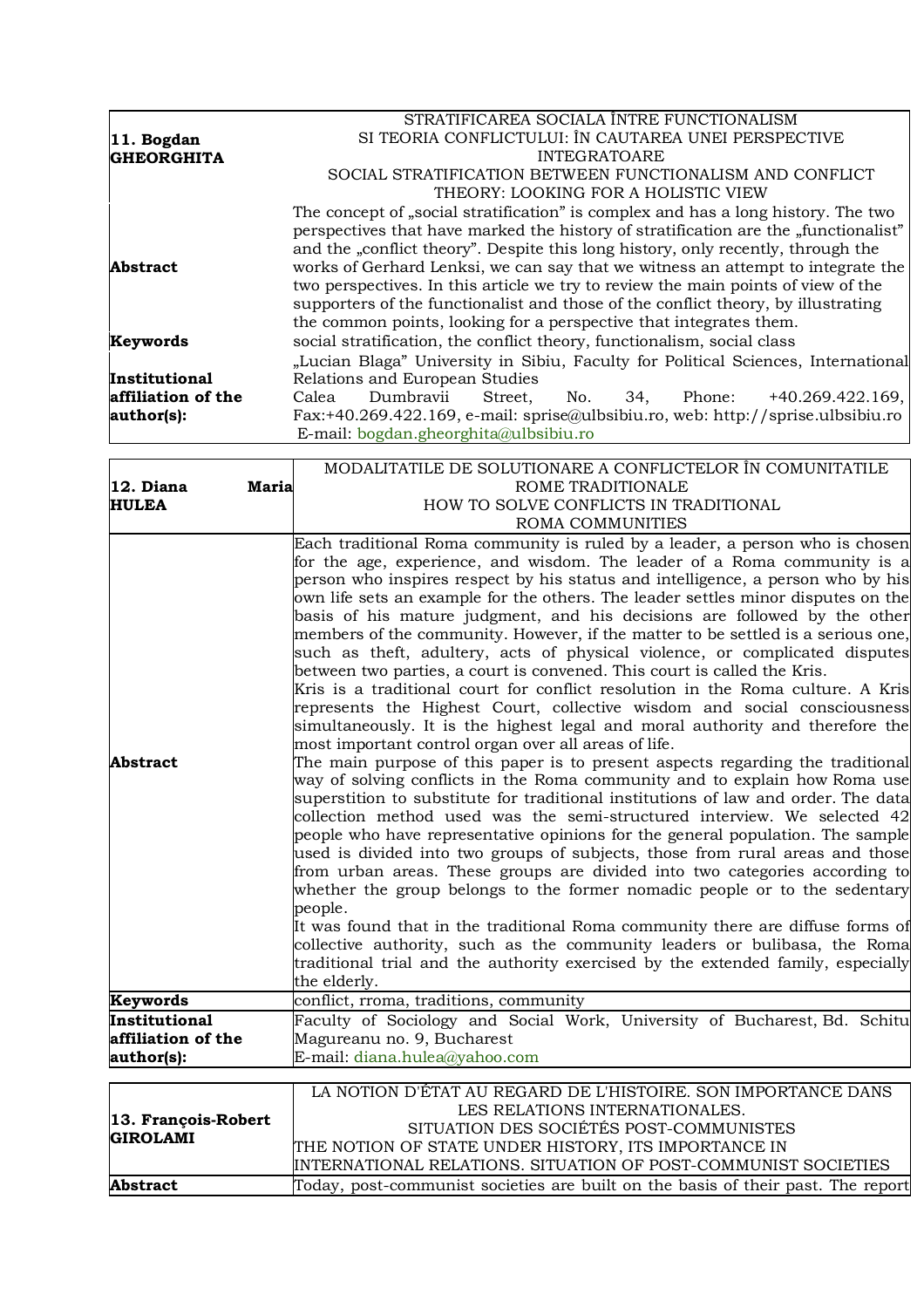| 11. Bogdan GHEORGHITA | STRATIFICAREA SOCIALA ÎNTRE FUNCTIONALISM SI TEORIA CONFLICTULUI: ÎN CAUTAREA UNEI PERSPECTIVE INTEGRATOARE<br>SOCIAL STRATIFICATION BETWEEN FUNCTIONALISM AND CONFLICT THEORY: LOOKING FOR A HOLISTIC VIEW |
|---|---|
| **Abstract** | The concept of „social stratification" is complex and has a long history. The two perspectives that have marked the history of stratification are the „functionalist" and the „conflict theory". Despite this long history, only recently, through the works of Gerhard Lenksi, we can say that we witness an attempt to integrate the two perspectives. In this article we try to review the main points of view of the supporters of the functionalist and those of the conflict theory, by illustrating the common points, looking for a perspective that integrates them. |
| **Keywords** | social stratification, the conflict theory, functionalism, social class |
| **Institutional affiliation of the author(s):** | „Lucian Blaga" University in Sibiu, Faculty for Political Sciences, International Relations and European Studies<br>Calea Dumbravii Street, No. 34, Phone: +40.269.422.169, Fax:+40.269.422.169, e-mail: sprise@ulbsibiu.ro, web: http://sprise.ulbsibiu.ro<br>E-mail: bogdan.gheorghita@ulbsibiu.ro |

| 12. Diana Maria HULEA | MODALITATILE DE SOLUTIONARE A CONFLICTELOR ÎN COMUNITATILE ROME TRADITIONALE<br>HOW TO SOLVE CONFLICTS IN TRADITIONAL ROMA COMMUNITIES |
|---|---|
| **Abstract** | Each traditional Roma community is ruled by a leader, a person who is chosen for the age, experience, and wisdom. The leader of a Roma community is a person who inspires respect by his status and intelligence, a person who by his own life sets an example for the others. The leader settles minor disputes on the basis of his mature judgment, and his decisions are followed by the other members of the community. However, if the matter to be settled is a serious one, such as theft, adultery, acts of physical violence, or complicated disputes between two parties, a court is convened. This court is called the Kris.<br>Kris is a traditional court for conflict resolution in the Roma culture. A Kris represents the Highest Court, collective wisdom and social consciousness simultaneously. It is the highest legal and moral authority and therefore the most important control organ over all areas of life.<br>The main purpose of this paper is to present aspects regarding the traditional way of solving conflicts in the Roma community and to explain how Roma use superstition to substitute for traditional institutions of law and order. The data collection method used was the semi-structured interview. We selected 42 people who have representative opinions for the general population. The sample used is divided into two groups of subjects, those from rural areas and those from urban areas. These groups are divided into two categories according to whether the group belongs to the former nomadic people or to the sedentary people.<br>It was found that in the traditional Roma community there are diffuse forms of collective authority, such as the community leaders or bulibasa, the Roma traditional trial and the authority exercised by the extended family, especially the elderly. |
| **Keywords** | conflict, rroma, traditions, community |
| **Institutional affiliation of the author(s):** | Faculty of Sociology and Social Work, University of Bucharest, Bd. Schitu Magureanu no. 9, Bucharest<br>E-mail: diana.hulea@yahoo.com |

| 13. François-Robert GIROLAMI | LA NOTION D'ÉTAT AU REGARD DE L'HISTOIRE. SON IMPORTANCE DANS LES RELATIONS INTERNATIONALES.<br>SITUATION DES SOCIÉTÉS POST-COMMUNISTES<br>THE NOTION OF STATE UNDER HISTORY, ITS IMPORTANCE IN INTERNATIONAL RELATIONS. SITUATION OF POST-COMMUNIST SOCIETIES |
|---|---|
| **Abstract** | Today, post-communist societies are built on the basis of their past. The report |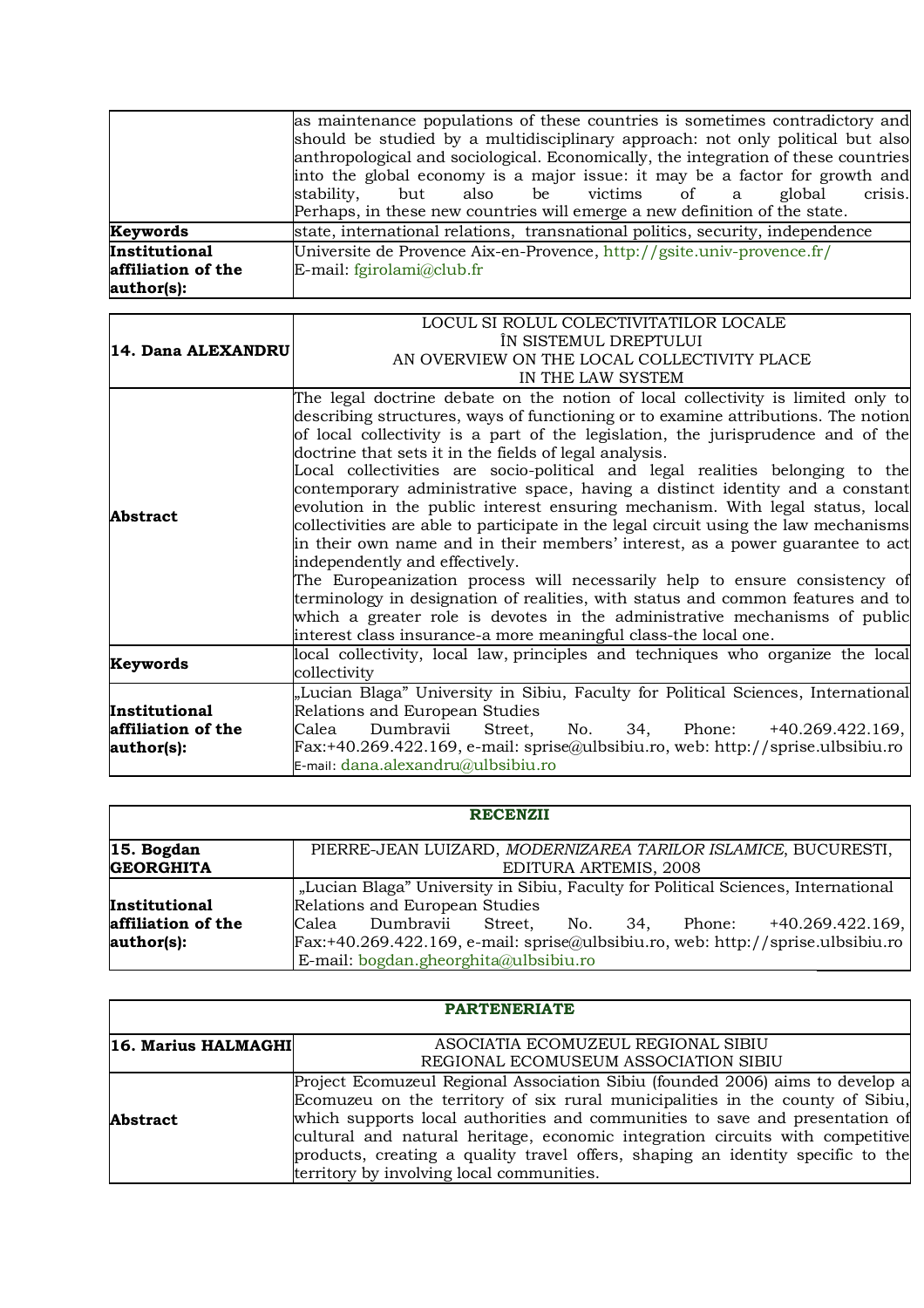| | |
|---|---|
| | as maintenance populations of these countries is sometimes contradictory and should be studied by a multidisciplinary approach: not only political but also anthropological and sociological. Economically, the integration of these countries into the global economy is a major issue: it may be a factor for growth and stability, but also be victims of a global crisis. Perhaps, in these new countries will emerge a new definition of the state. |
| **Keywords** | state, international relations, transnational politics, security, independence |
| **Institutional affiliation of the author(s):** | Universite de Provence Aix-en-Provence, http://gsite.univ-provence.fr/<br>E-mail: fgirolami@club.fr |

| | |
|---|---|
| **14. Dana ALEXANDRU** | LOCUL SI ROLUL COLECTIVITATILOR LOCALE ÎN SISTEMUL DREPTULUI<br>AN OVERVIEW ON THE LOCAL COLLECTIVITY PLACE IN THE LAW SYSTEM |
| **Abstract** | The legal doctrine debate on the notion of local collectivity is limited only to describing structures, ways of functioning or to examine attributions. The notion of local collectivity is a part of the legislation, the jurisprudence and of the doctrine that sets it in the fields of legal analysis.<br>Local collectivities are socio-political and legal realities belonging to the contemporary administrative space, having a distinct identity and a constant evolution in the public interest ensuring mechanism. With legal status, local collectivities are able to participate in the legal circuit using the law mechanisms in their own name and in their members' interest, as a power guarantee to act independently and effectively.<br>The Europeanization process will necessarily help to ensure consistency of terminology in designation of realities, with status and common features and to which a greater role is devotes in the administrative mechanisms of public interest class insurance-a more meaningful class-the local one. |
| **Keywords** | local collectivity, local law, principles and techniques who organize the local collectivity |
| **Institutional affiliation of the author(s):** | „Lucian Blaga" University in Sibiu, Faculty for Political Sciences, International Relations and European Studies<br>Calea Dumbravii Street, No. 34, Phone: +40.269.422.169, Fax:+40.269.422.169, e-mail: sprise@ulbsibiu.ro, web: http://sprise.ulbsibiu.ro<br>E-mail: dana.alexandru@ulbsibiu.ro |

| **RECENZII** | |
|---|---|
| **15. Bogdan GEORGHITA** | PIERRE-JEAN LUIZARD, *MODERNIZAREA TARILOR ISLAMICE*, BUCURESTI, EDITURA ARTEMIS, 2008 |
| **Institutional affiliation of the author(s):** | „Lucian Blaga" University in Sibiu, Faculty for Political Sciences, International Relations and European Studies<br>Calea Dumbravii Street, No. 34, Phone: +40.269.422.169, Fax:+40.269.422.169, e-mail: sprise@ulbsibiu.ro, web: http://sprise.ulbsibiu.ro<br>E-mail: bogdan.gheorghita@ulbsibiu.ro |

| **PARTENERIATE** | |
|---|---|
| **16. Marius HALMAGHI** | ASOCIATIA ECOMUZEUL REGIONAL SIBIU<br>REGIONAL ECOMUSEUM ASSOCIATION SIBIU |
| **Abstract** | Project Ecomuzeul Regional Association Sibiu (founded 2006) aims to develop a Ecomuzeu on the territory of six rural municipalities in the county of Sibiu, which supports local authorities and communities to save and presentation of cultural and natural heritage, economic integration circuits with competitive products, creating a quality travel offers, shaping an identity specific to the territory by involving local communities. |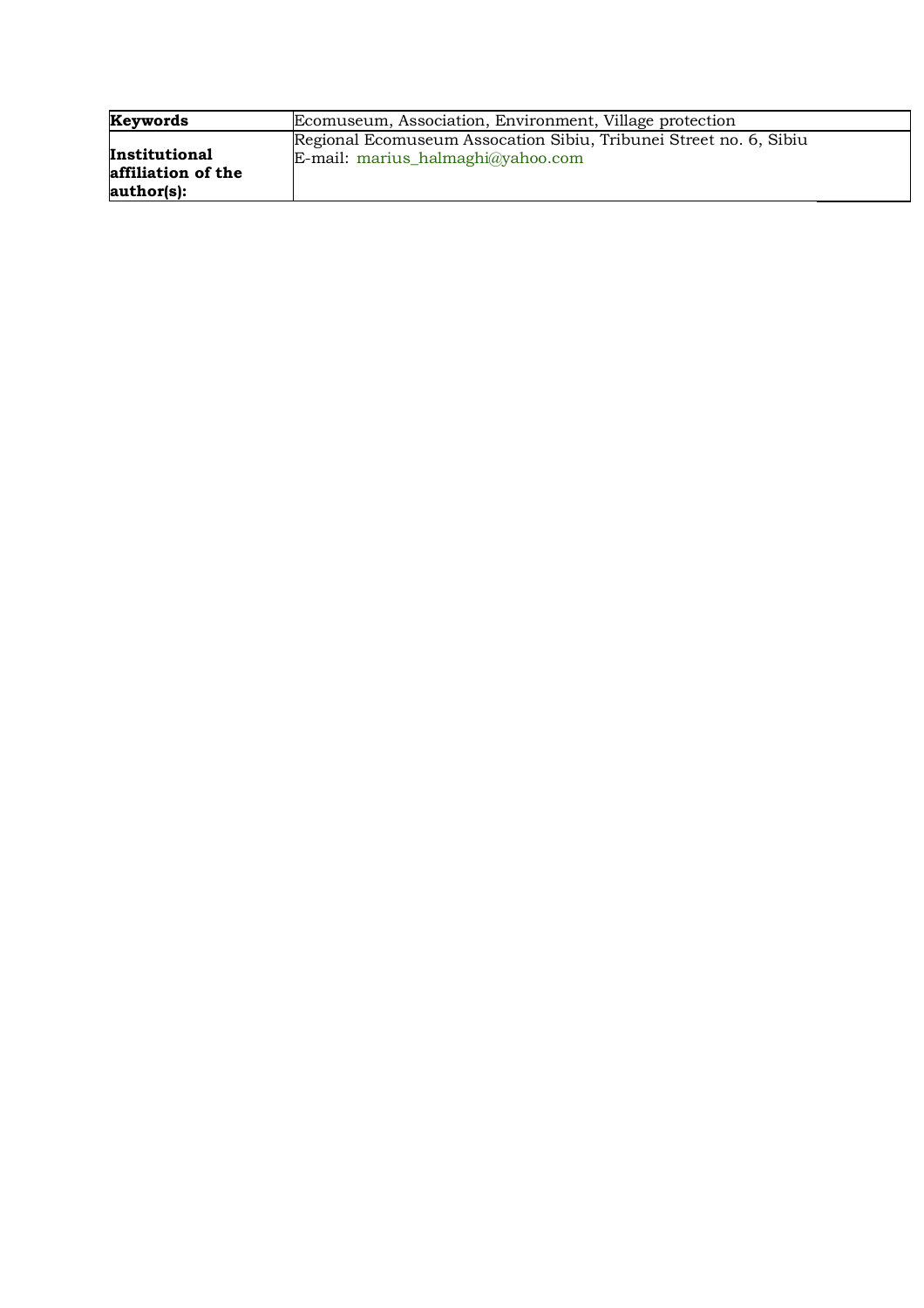| | |
|---|---|
| **Keywords** | Ecomuseum, Association, Environment, Village protection |
| **Institutional affiliation of the author(s):** | Regional Ecomuseum Assocation Sibiu, Tribunei Street no. 6, Sibiu<br>E-mail: marius_halmaghi@yahoo.com |